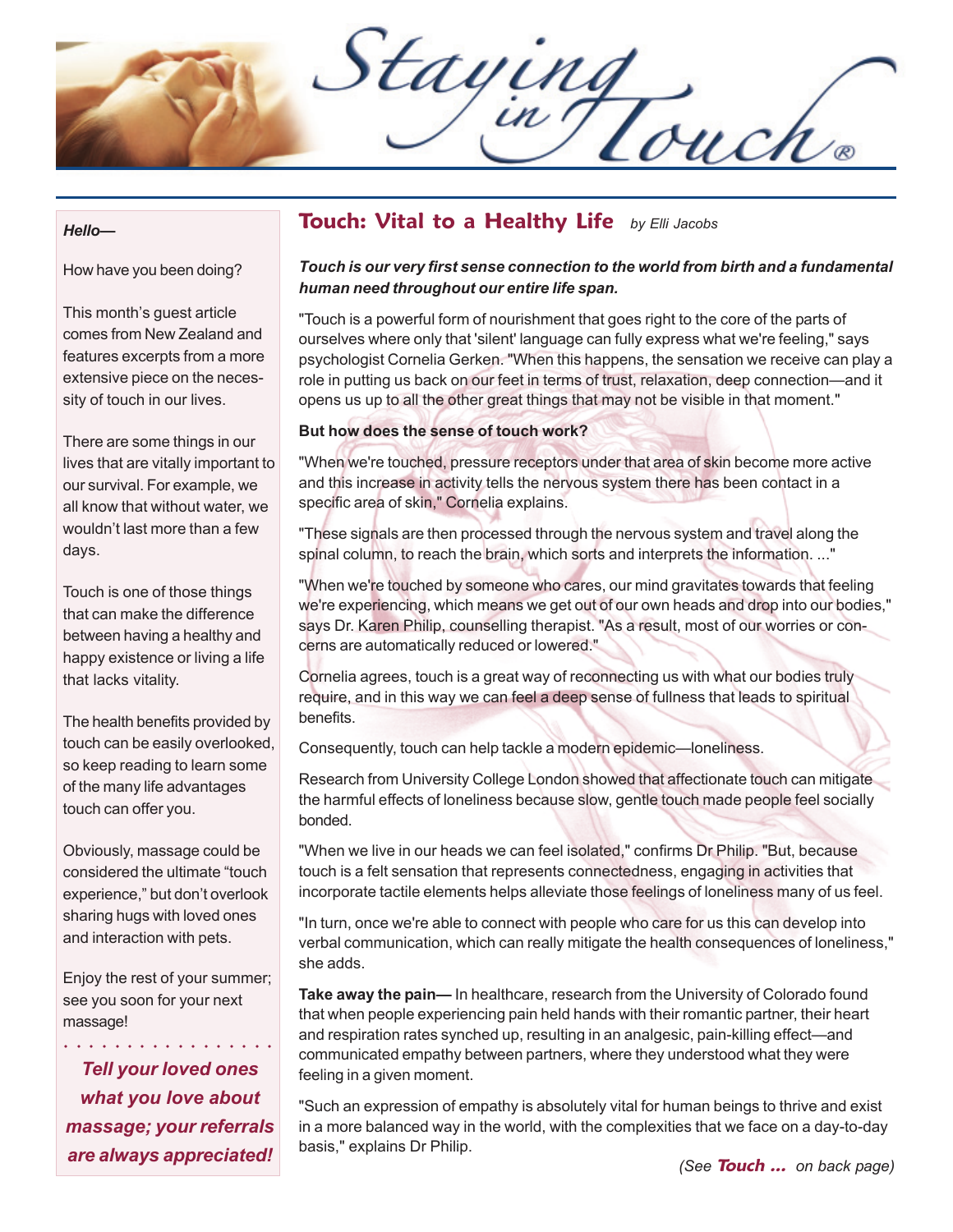# Staying in Touch®

*Hello—*

How have you been doing?

This month's guest article comes from New Zealand and features excerpts from a more extensive piece on the necessity of touch in our lives.

There are some things in our lives that are vitally important to our survival. For example, we all know that without water, we wouldn't last more than a few days.

Touch is one of those things that can make the difference between having a healthy and happy existence or living a life that lacks vitality.

The health benefits provided by touch can be easily overlooked, so keep reading to learn some of the many life advantages touch can offer you.

Obviously, massage could be considered the ultimate "touch experience," but don't overlook sharing hugs with loved ones and interaction with pets.

Enjoy the rest of your summer; see you soon for your next massage!

***Tell your loved ones what you love about massage; your referrals are always appreciated!***

## Touch: Vital to a Healthy Life

*by Elli Jacobs*

***Touch is our very first sense connection to the world from birth and a fundamental human need throughout our entire life span.***

"Touch is a powerful form of nourishment that goes right to the core of the parts of ourselves where only that 'silent' language can fully express what we're feeling," says psychologist Cornelia Gerken. "When this happens, the sensation we receive can play a role in putting us back on our feet in terms of trust, relaxation, deep connection—and it opens us up to all the other great things that may not be visible in that moment."

**But how does the sense of touch work?**

"When we're touched, pressure receptors under that area of skin become more active and this increase in activity tells the nervous system there has been contact in a specific area of skin," Cornelia explains.

"These signals are then processed through the nervous system and travel along the spinal column, to reach the brain, which sorts and interprets the information. ..."

"When we're touched by someone who cares, our mind gravitates towards that feeling we're experiencing, which means we get out of our own heads and drop into our bodies," says Dr. Karen Philip, counselling therapist. "As a result, most of our worries or concerns are automatically reduced or lowered."

Cornelia agrees, touch is a great way of reconnecting us with what our bodies truly require, and in this way we can feel a deep sense of fullness that leads to spiritual benefits.

Consequently, touch can help tackle a modern epidemic—loneliness.

Research from University College London showed that affectionate touch can mitigate the harmful effects of loneliness because slow, gentle touch made people feel socially bonded.

"When we live in our heads we can feel isolated," confirms Dr Philip. "But, because touch is a felt sensation that represents connectedness, engaging in activities that incorporate tactile elements helps alleviate those feelings of loneliness many of us feel.

"In turn, once we're able to connect with people who care for us this can develop into verbal communication, which can really mitigate the health consequences of loneliness," she adds.

**Take away the pain—** In healthcare, research from the University of Colorado found that when people experiencing pain held hands with their romantic partner, their heart and respiration rates synched up, resulting in an analgesic, pain-killing effect—and communicated empathy between partners, where they understood what they were feeling in a given moment.

"Such an expression of empathy is absolutely vital for human beings to thrive and exist in a more balanced way in the world, with the complexities that we face on a day-to-day basis," explains Dr Philip.

*(See **Touch ...** on back page)*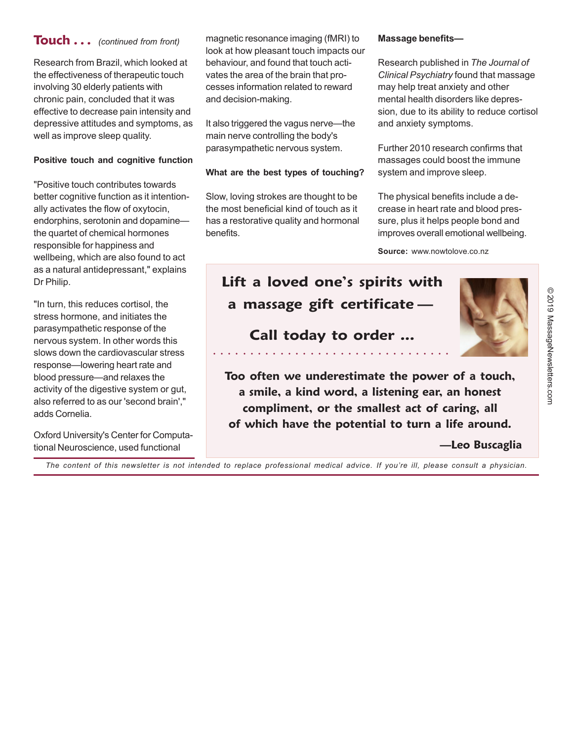## Touch . . . *(continued from front)*

Research from Brazil, which looked at the effectiveness of therapeutic touch involving 30 elderly patients with chronic pain, concluded that it was effective to decrease pain intensity and depressive attitudes and symptoms, as well as improve sleep quality.

**Positive touch and cognitive function**

"Positive touch contributes towards better cognitive function as it intentionally activates the flow of oxytocin, endorphins, serotonin and dopamine—the quartet of chemical hormones responsible for happiness and wellbeing, which are also found to act as a natural antidepressant," explains Dr Philip.

"In turn, this reduces cortisol, the stress hormone, and initiates the parasympathetic response of the nervous system. In other words this slows down the cardiovascular stress response—lowering heart rate and blood pressure—and relaxes the activity of the digestive system or gut, also referred to as our 'second brain'," adds Cornelia.

Oxford University's Center for Computational Neuroscience, used functional magnetic resonance imaging (fMRI) to look at how pleasant touch impacts our behaviour, and found that touch activates the area of the brain that processes information related to reward and decision-making.

It also triggered the vagus nerve—the main nerve controlling the body's parasympathetic nervous system.

**What are the best types of touching?**

Slow, loving strokes are thought to be the most beneficial kind of touch as it has a restorative quality and hormonal benefits.

**Massage benefits—**

Research published in *The Journal of Clinical Psychiatry* found that massage may help treat anxiety and other mental health disorders like depression, due to its ability to reduce cortisol and anxiety symptoms.

Further 2010 research confirms that massages could boost the immune system and improve sleep.

The physical benefits include a decrease in heart rate and blood pressure, plus it helps people bond and improves overall emotional wellbeing.

**Source:** www.nowtolove.co.nz

**Lift a loved one's spirits with a massage gift certificate —**

**Call today to order ...**

**Too often we underestimate the power of a touch, a smile, a kind word, a listening ear, an honest compliment, or the smallest act of caring, all of which have the potential to turn a life around.**

**—Leo Buscaglia**

*The content of this newsletter is not intended to replace professional medical advice. If you're ill, please consult a physician.*

© 2019 MassageNewsletters.com